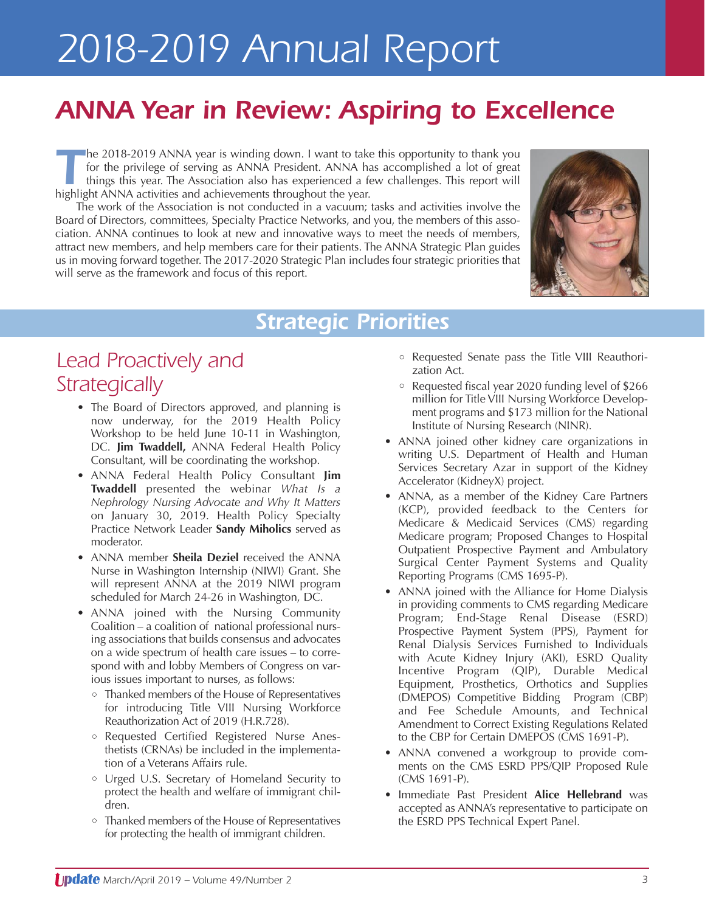# 2018-2019 Annual Report

## ANNA Year in Review: Aspiring to Excellence

The 2018-2019 ANNA year is winding down. I want to take this opportunity to thank you for the privilege of serving as ANNA President. ANNA has accomplished a lot of great things this year. The Association also has experienced a few challenges. This report will highlight ANNA activities and achievements throughout the year.

The work of the Association is not conducted in a vacuum; tasks and activities involve the Board of Directors, committees, Specialty Practice Networks, and you, the members of this association. ANNA continues to look at new and innovative ways to meet the needs of members, attract new members, and help members care for their patients. The ANNA Strategic Plan guides us in moving forward together. The 2017-2020 Strategic Plan includes four strategic priorities that will serve as the framework and focus of this report.

## Strategic Priorities

### Lead Proactively and Strategically

- The Board of Directors approved, and planning is now underway, for the 2019 Health Policy Workshop to be held June 10-11 in Washington, DC. **Jim Twaddell,** ANNA Federal Health Policy Consultant, will be coordinating the workshop.
- ANNA Federal Health Policy Consultant **Jim Twaddell** presented the webinar *What Is a Nephrology Nursing Advocate and Why It Matters* on January 30, 2019. Health Policy Specialty Practice Network Leader **Sandy Miholics** served as moderator.
- ANNA member **Sheila Deziel** received the ANNA Nurse in Washington Internship (NIWI) Grant. She will represent ANNA at the 2019 NIWI program scheduled for March 24-26 in Washington, DC.
- ANNA joined with the Nursing Community Coalition – a coalition of national professional nursing associations that builds consensus and advocates on a wide spectrum of health care issues – to correspond with and lobby Members of Congress on various issues important to nurses, as follows:
  - Thanked members of the House of Representatives for introducing Title VIII Nursing Workforce Reauthorization Act of 2019 (H.R.728).
  - Requested Certified Registered Nurse Anesthetists (CRNAs) be included in the implementation of a Veterans Affairs rule.
  - Urged U.S. Secretary of Homeland Security to protect the health and welfare of immigrant children.
  - Thanked members of the House of Representatives for protecting the health of immigrant children.
  - Requested Senate pass the Title VIII Reauthorization Act.
  - Requested fiscal year 2020 funding level of $266 million for Title VIII Nursing Workforce Development programs and $173 million for the National Institute of Nursing Research (NINR).
- ANNA joined other kidney care organizations in writing U.S. Department of Health and Human Services Secretary Azar in support of the Kidney Accelerator (KidneyX) project.
- ANNA, as a member of the Kidney Care Partners (KCP), provided feedback to the Centers for Medicare & Medicaid Services (CMS) regarding Medicare program; Proposed Changes to Hospital Outpatient Prospective Payment and Ambulatory Surgical Center Payment Systems and Quality Reporting Programs (CMS 1695-P).
- ANNA joined with the Alliance for Home Dialysis in providing comments to CMS regarding Medicare Program; End-Stage Renal Disease (ESRD) Prospective Payment System (PPS), Payment for Renal Dialysis Services Furnished to Individuals with Acute Kidney Injury (AKI), ESRD Quality Incentive Program (QIP), Durable Medical Equipment, Prosthetics, Orthotics and Supplies (DMEPOS) Competitive Bidding Program (CBP) and Fee Schedule Amounts, and Technical Amendment to Correct Existing Regulations Related to the CBP for Certain DMEPOS (CMS 1691-P).
- ANNA convened a workgroup to provide comments on the CMS ESRD PPS/QIP Proposed Rule (CMS 1691-P).
- Immediate Past President **Alice Hellebrand** was accepted as ANNA's representative to participate on the ESRD PPS Technical Expert Panel.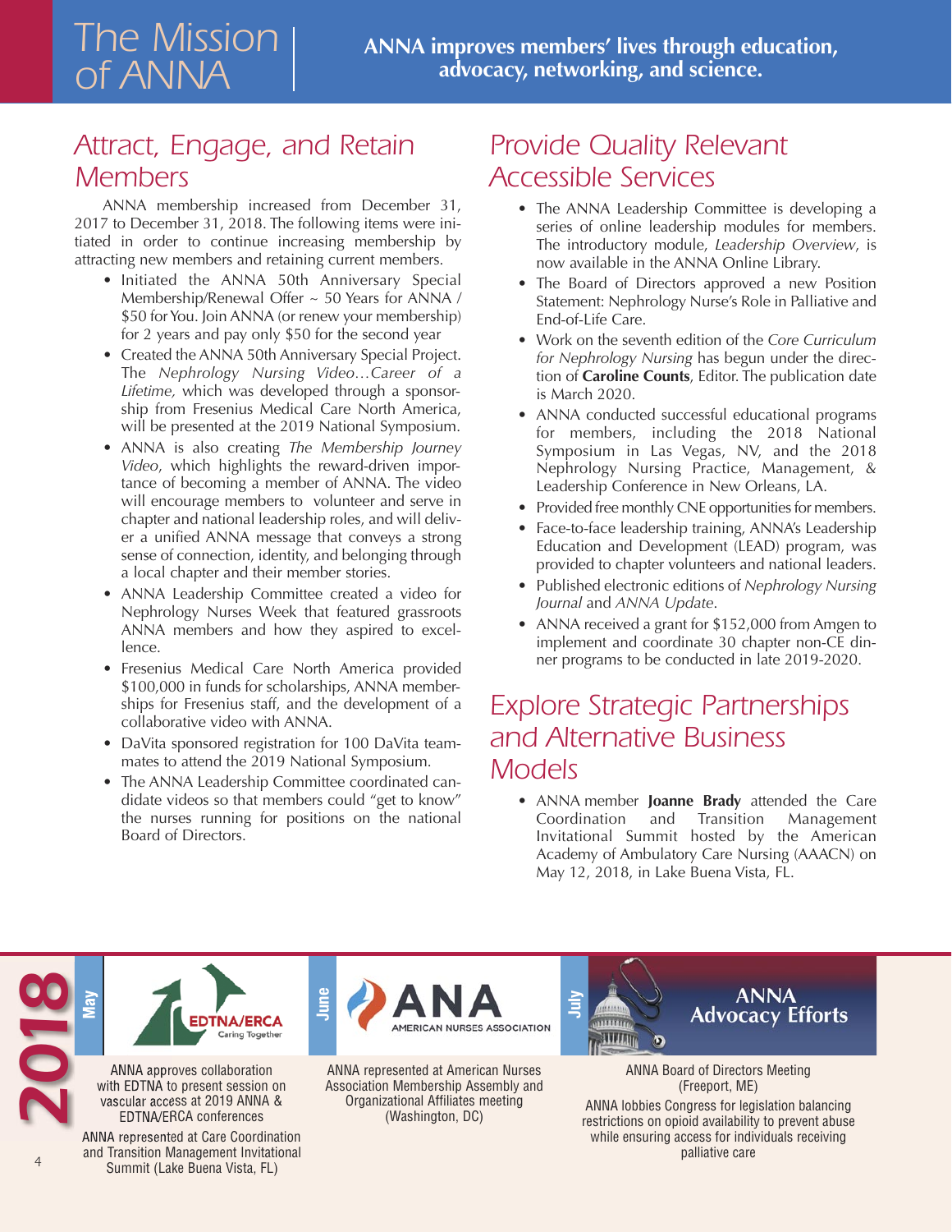# The Mission of ANNA

**ANNA improves members' lives through education, advocacy, networking, and science.**

## Attract, Engage, and Retain Members

ANNA membership increased from December 31, 2017 to December 31, 2018. The following items were initiated in order to continue increasing membership by attracting new members and retaining current members.

- Initiated the ANNA 50th Anniversary Special Membership/Renewal Offer ~ 50 Years for ANNA / $50 for You. Join ANNA (or renew your membership) for 2 years and pay only $50 for the second year
- Created the ANNA 50th Anniversary Special Project. The *Nephrology Nursing Video…Career of a Lifetime,* which was developed through a sponsorship from Fresenius Medical Care North America, will be presented at the 2019 National Symposium.
- ANNA is also creating *The Membership Journey Video*, which highlights the reward-driven importance of becoming a member of ANNA. The video will encourage members to volunteer and serve in chapter and national leadership roles, and will deliver a unified ANNA message that conveys a strong sense of connection, identity, and belonging through a local chapter and their member stories.
- ANNA Leadership Committee created a video for Nephrology Nurses Week that featured grassroots ANNA members and how they aspired to excellence.
- Fresenius Medical Care North America provided $100,000 in funds for scholarships, ANNA memberships for Fresenius staff, and the development of a collaborative video with ANNA.
- DaVita sponsored registration for 100 DaVita teammates to attend the 2019 National Symposium.
- The ANNA Leadership Committee coordinated candidate videos so that members could "get to know" the nurses running for positions on the national Board of Directors.

## Provide Quality Relevant Accessible Services

- The ANNA Leadership Committee is developing a series of online leadership modules for members. The introductory module, *Leadership Overview*, is now available in the ANNA Online Library.
- The Board of Directors approved a new Position Statement: Nephrology Nurse's Role in Palliative and End-of-Life Care.
- Work on the seventh edition of the *Core Curriculum for Nephrology Nursing* has begun under the direction of **Caroline Counts**, Editor. The publication date is March 2020.
- ANNA conducted successful educational programs for members, including the 2018 National Symposium in Las Vegas, NV, and the 2018 Nephrology Nursing Practice, Management, & Leadership Conference in New Orleans, LA.
- Provided free monthly CNE opportunities for members.
- Face-to-face leadership training, ANNA's Leadership Education and Development (LEAD) program, was provided to chapter volunteers and national leaders.
- Published electronic editions of *Nephrology Nursing Journal* and *ANNA Update*.
- ANNA received a grant for $152,000 from Amgen to implement and coordinate 30 chapter non-CE dinner programs to be conducted in late 2019-2020.

## Explore Strategic Partnerships and Alternative Business Models

- ANNA member **Joanne Brady** attended the Care Coordination and Transition Management Invitational Summit hosted by the American Academy of Ambulatory Care Nursing (AAACN) on May 12, 2018, in Lake Buena Vista, FL.

---

**2018**

**May**

EDTNA/ERCA Caring Together

ANNA approves collaboration with EDTNA to present session on vascular access at 2019 ANNA & EDTNA/ERCA conferences

ANNA represented at Care Coordination and Transition Management Invitational Summit (Lake Buena Vista, FL)

**June**

ANA American Nurses Association

ANNA represented at American Nurses Association Membership Assembly and Organizational Affiliates meeting (Washington, DC)

**July**

ANNA Advocacy Efforts

ANNA Board of Directors Meeting (Freeport, ME)

ANNA lobbies Congress for legislation balancing restrictions on opioid availability to prevent abuse while ensuring access for individuals receiving palliative care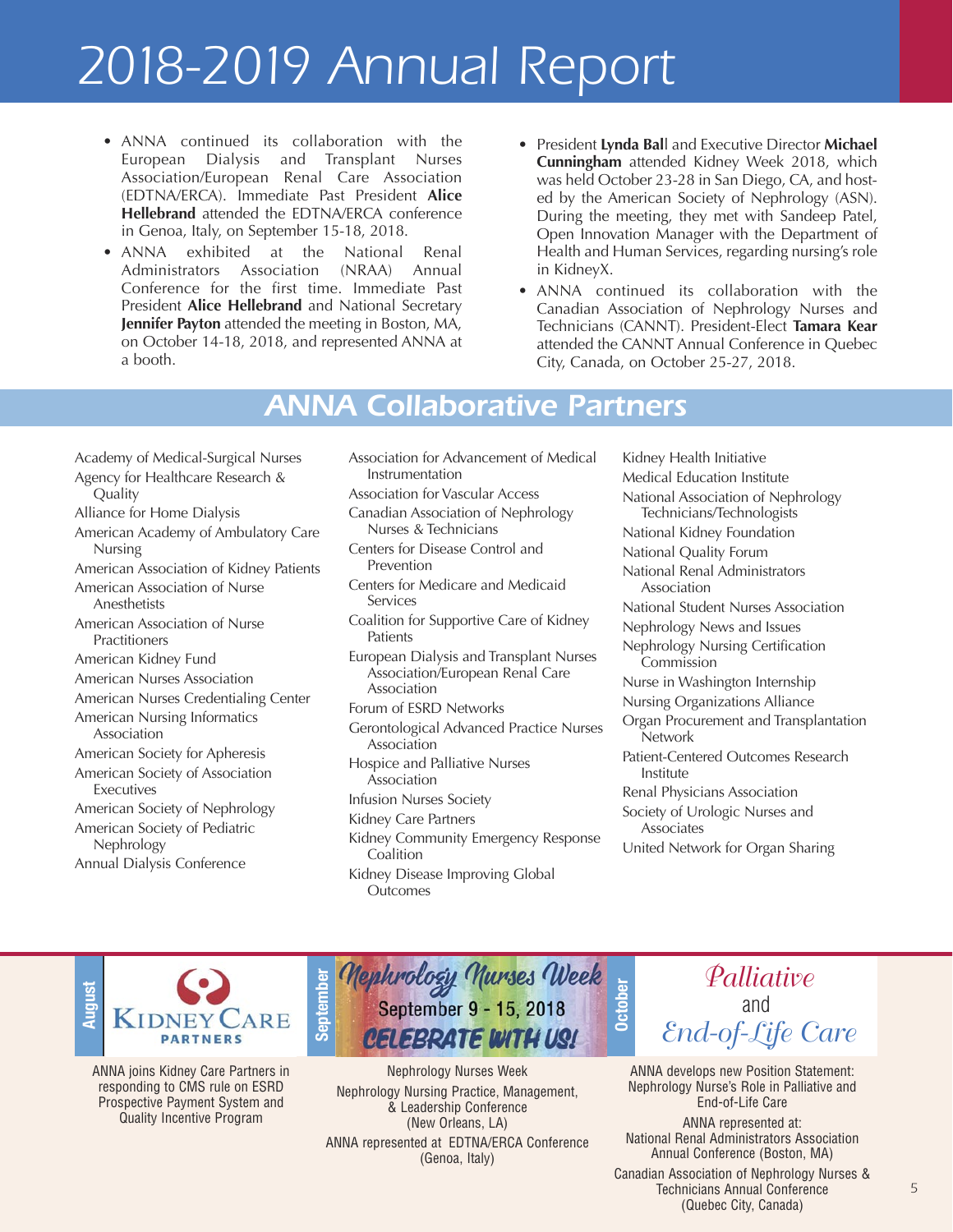# 2018-2019 Annual Report

- ANNA continued its collaboration with the European Dialysis and Transplant Nurses Association/European Renal Care Association (EDTNA/ERCA). Immediate Past President **Alice Hellebrand** attended the EDTNA/ERCA conference in Genoa, Italy, on September 15-18, 2018.
- ANNA exhibited at the National Renal Administrators Association (NRAA) Annual Conference for the first time. Immediate Past President **Alice Hellebrand** and National Secretary **Jennifer Payton** attended the meeting in Boston, MA, on October 14-18, 2018, and represented ANNA at a booth.
- President **Lynda Bal**l and Executive Director **Michael Cunningham** attended Kidney Week 2018, which was held October 23-28 in San Diego, CA, and hosted by the American Society of Nephrology (ASN). During the meeting, they met with Sandeep Patel, Open Innovation Manager with the Department of Health and Human Services, regarding nursing's role in KidneyX.
- ANNA continued its collaboration with the Canadian Association of Nephrology Nurses and Technicians (CANNT). President-Elect **Tamara Kear** attended the CANNT Annual Conference in Quebec City, Canada, on October 25-27, 2018.

## ANNA Collaborative Partners

Academy of Medical-Surgical Nurses
Agency for Healthcare Research & Quality
Alliance for Home Dialysis
American Academy of Ambulatory Care Nursing
American Association of Kidney Patients
American Association of Nurse Anesthetists
American Association of Nurse Practitioners
American Kidney Fund
American Nurses Association
American Nurses Credentialing Center
American Nursing Informatics Association
American Society for Apheresis
American Society of Association Executives
American Society of Nephrology
American Society of Pediatric Nephrology
Annual Dialysis Conference
Association for Advancement of Medical Instrumentation
Association for Vascular Access
Canadian Association of Nephrology Nurses & Technicians
Centers for Disease Control and Prevention
Centers for Medicare and Medicaid Services
Coalition for Supportive Care of Kidney Patients
European Dialysis and Transplant Nurses Association/European Renal Care Association
Forum of ESRD Networks
Gerontological Advanced Practice Nurses Association
Hospice and Palliative Nurses Association
Infusion Nurses Society
Kidney Care Partners
Kidney Community Emergency Response Coalition
Kidney Disease Improving Global Outcomes
Kidney Health Initiative
Medical Education Institute
National Association of Nephrology Technicians/Technologists
National Kidney Foundation
National Quality Forum
National Renal Administrators Association
National Student Nurses Association
Nephrology News and Issues
Nephrology Nursing Certification Commission
Nurse in Washington Internship
Nursing Organizations Alliance
Organ Procurement and Transplantation Network
Patient-Centered Outcomes Research Institute
Renal Physicians Association
Society of Urologic Nurses and Associates
United Network for Organ Sharing

**August**

Kidney Care Partners

ANNA joins Kidney Care Partners in responding to CMS rule on ESRD Prospective Payment System and Quality Incentive Program

**September**

Nephrology Nurses Week
September 9 - 15, 2018
CELEBRATE WITH US!

Nephrology Nurses Week

Nephrology Nursing Practice, Management, & Leadership Conference (New Orleans, LA)

ANNA represented at EDTNA/ERCA Conference (Genoa, Italy)

**October**

*Palliative and End-of-Life Care*

ANNA develops new Position Statement: Nephrology Nurse's Role in Palliative and End-of-Life Care

ANNA represented at: National Renal Administrators Association Annual Conference (Boston, MA)

Canadian Association of Nephrology Nurses & Technicians Annual Conference (Quebec City, Canada)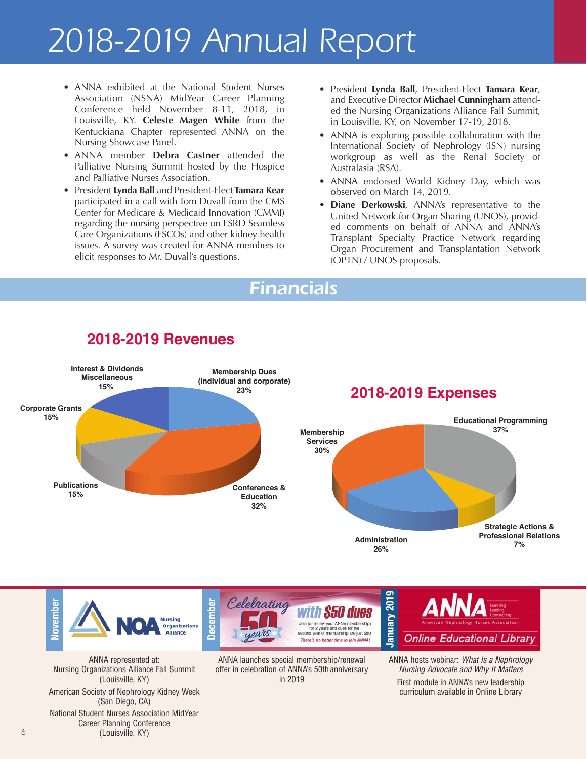# 2018-2019 Annual Report

- ANNA exhibited at the National Student Nurses Association (NSNA) MidYear Career Planning Conference held November 8-11, 2018, in Louisville, KY. **Celeste Magen White** from the Kentuckiana Chapter represented ANNA on the Nursing Showcase Panel.
- ANNA member **Debra Castner** attended the Palliative Nursing Summit hosted by the Hospice and Palliative Nurses Association.
- President **Lynda Ball** and President-Elect **Tamara Kear** participated in a call with Tom Duvall from the CMS Center for Medicare & Medicaid Innovation (CMMI) regarding the nursing perspective on ESRD Seamless Care Organizations (ESCOs) and other kidney health issues. A survey was created for ANNA members to elicit responses to Mr. Duvall's questions.
- President **Lynda Ball**, President-Elect **Tamara Kear**, and Executive Director **Michael Cunningham** attended the Nursing Organizations Alliance Fall Summit, in Louisville, KY, on November 17-19, 2018.
- ANNA is exploring possible collaboration with the International Society of Nephrology (ISN) nursing workgroup as well as the Renal Society of Australasia (RSA).
- ANNA endorsed World Kidney Day, which was observed on March 14, 2019.
- **Diane Derkowski**, ANNA's representative to the United Network for Organ Sharing (UNOS), provided comments on behalf of ANNA and ANNA's Transplant Specialty Practice Network regarding Organ Procurement and Transplantation Network (OPTN) / UNOS proposals.

## Financials

### 2018-2019 Revenues

| Category | Percentage |
|---|---|
| Membership Dues (individual and corporate) | 23% |
| Conferences & Education | 32% |
| Publications | 15% |
| Corporate Grants | 15% |
| Interest & Dividends Miscellaneous | 15% |

### 2018-2019 Expenses

| Category | Percentage |
|---|---|
| Educational Programming | 37% |
| Strategic Actions & Professional Relations | 7% |
| Administration | 26% |
| Membership Services | 30% |

**November**

ANNA represented at:
Nursing Organizations Alliance Fall Summit (Louisville, KY)
American Society of Nephrology Kidney Week (San Diego, CA)
National Student Nurses Association MidYear Career Planning Conference (Louisville, KY)

**December**

ANNA launches special membership/renewal offer in celebration of ANNA's 50th anniversary in 2019

**January 2019**

ANNA hosts webinar: *What Is a Nephrology Nursing Advocate and Why It Matters*

First module in ANNA's new leadership curriculum available in Online Library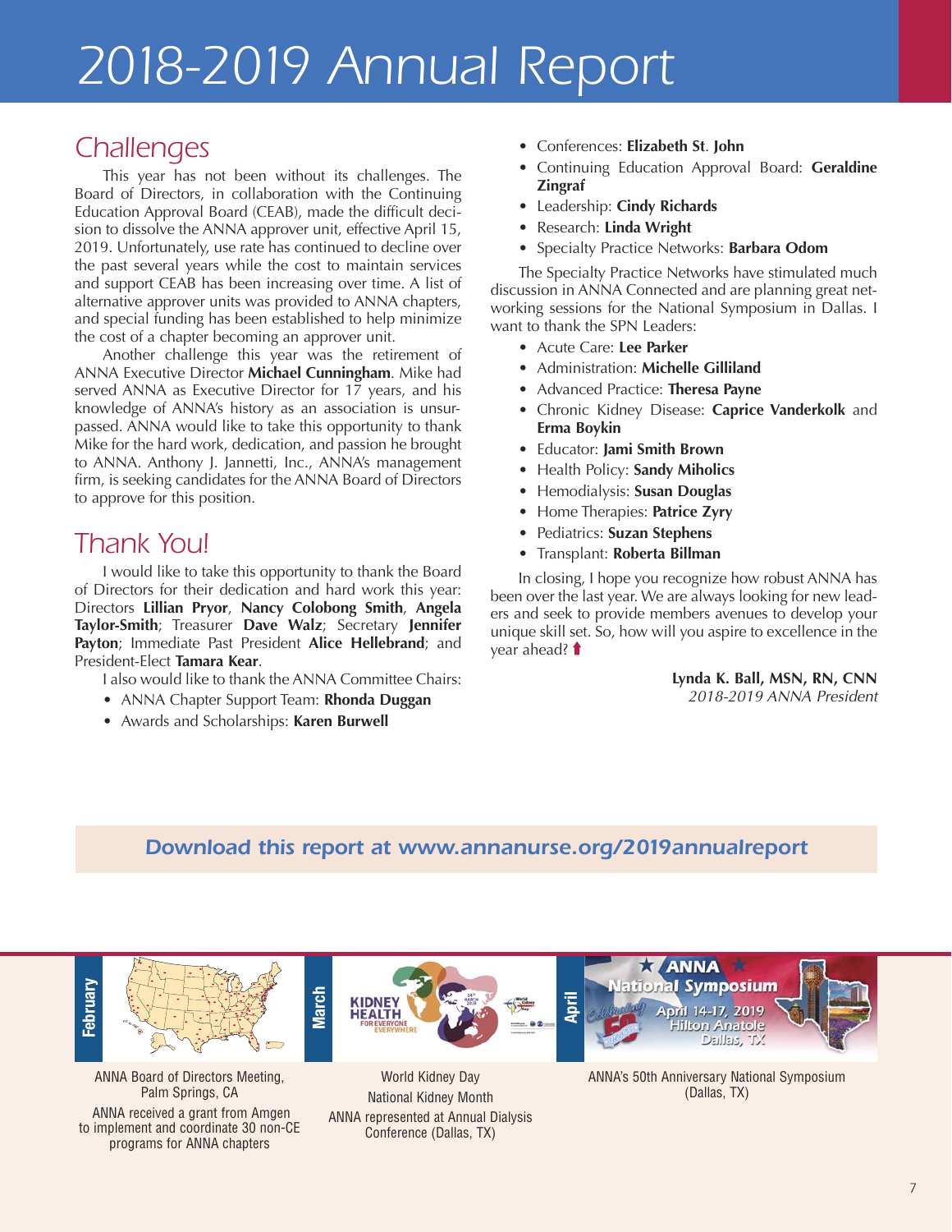# 2018-2019 Annual Report

## Challenges

This year has not been without its challenges. The Board of Directors, in collaboration with the Continuing Education Approval Board (CEAB), made the difficult decision to dissolve the ANNA approver unit, effective April 15, 2019. Unfortunately, use rate has continued to decline over the past several years while the cost to maintain services and support CEAB has been increasing over time. A list of alternative approver units was provided to ANNA chapters, and special funding has been established to help minimize the cost of a chapter becoming an approver unit.

Another challenge this year was the retirement of ANNA Executive Director **Michael Cunningham**. Mike had served ANNA as Executive Director for 17 years, and his knowledge of ANNA's history as an association is unsurpassed. ANNA would like to take this opportunity to thank Mike for the hard work, dedication, and passion he brought to ANNA. Anthony J. Jannetti, Inc., ANNA's management firm, is seeking candidates for the ANNA Board of Directors to approve for this position.

## Thank You!

I would like to take this opportunity to thank the Board of Directors for their dedication and hard work this year: Directors **Lillian Pryor**, **Nancy Colobong Smith**, **Angela Taylor-Smith**; Treasurer **Dave Walz**; Secretary **Jennifer Payton**; Immediate Past President **Alice Hellebrand**; and President-Elect **Tamara Kear**.

I also would like to thank the ANNA Committee Chairs:

- ANNA Chapter Support Team: **Rhonda Duggan**
- Awards and Scholarships: **Karen Burwell**
- Conferences: **Elizabeth St. John**
- Continuing Education Approval Board: **Geraldine Zingraf**
- Leadership: **Cindy Richards**
- Research: **Linda Wright**
- Specialty Practice Networks: **Barbara Odom**

The Specialty Practice Networks have stimulated much discussion in ANNA Connected and are planning great networking sessions for the National Symposium in Dallas. I want to thank the SPN Leaders:

- Acute Care: **Lee Parker**
- Administration: **Michelle Gilliland**
- Advanced Practice: **Theresa Payne**
- Chronic Kidney Disease: **Caprice Vanderkolk** and **Erma Boykin**
- Educator: **Jami Smith Brown**
- Health Policy: **Sandy Miholics**
- Hemodialysis: **Susan Douglas**
- Home Therapies: **Patrice Zyry**
- Pediatrics: **Suzan Stephens**
- Transplant: **Roberta Billman**

In closing, I hope you recognize how robust ANNA has been over the last year. We are always looking for new leaders and seek to provide members avenues to develop your unique skill set. So, how will you aspire to excellence in the year ahead?

**Lynda K. Ball, MSN, RN, CNN**
*2018-2019 ANNA President*

***Download this report at www.annanurse.org/2019annualreport***

**February**

ANNA Board of Directors Meeting, Palm Springs, CA

ANNA received a grant from Amgen to implement and coordinate 30 non-CE programs for ANNA chapters

**March**

World Kidney Day

National Kidney Month

ANNA represented at Annual Dialysis Conference (Dallas, TX)

**April**

ANNA's 50th Anniversary National Symposium (Dallas, TX)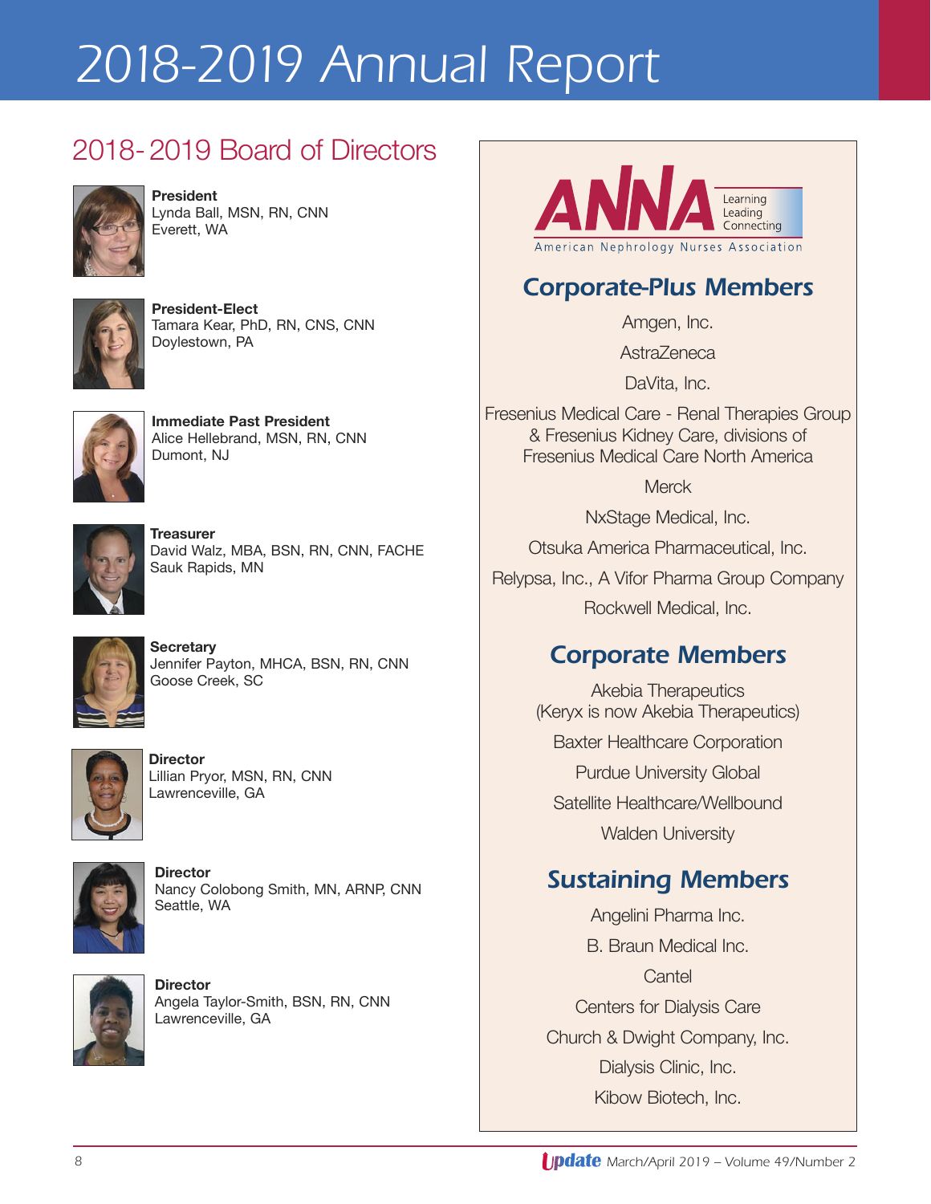# 2018-2019 Annual Report

## 2018-2019 Board of Directors

**President**
Lynda Ball, MSN, RN, CNN
Everett, WA

**President-Elect**
Tamara Kear, PhD, RN, CNS, CNN
Doylestown, PA

**Immediate Past President**
Alice Hellebrand, MSN, RN, CNN
Dumont, NJ

**Treasurer**
David Walz, MBA, BSN, RN, CNN, FACHE
Sauk Rapids, MN

**Secretary**
Jennifer Payton, MHCA, BSN, RN, CNN
Goose Creek, SC

**Director**
Lillian Pryor, MSN, RN, CNN
Lawrenceville, GA

**Director**
Nancy Colobong Smith, MN, ARNP, CNN
Seattle, WA

**Director**
Angela Taylor-Smith, BSN, RN, CNN
Lawrenceville, GA

ANNA — Learning, Leading, Connecting
American Nephrology Nurses Association

### Corporate-Plus Members

Amgen, Inc.

AstraZeneca

DaVita, Inc.

Fresenius Medical Care - Renal Therapies Group & Fresenius Kidney Care, divisions of Fresenius Medical Care North America

Merck

NxStage Medical, Inc.

Otsuka America Pharmaceutical, Inc.

Relypsa, Inc., A Vifor Pharma Group Company

Rockwell Medical, Inc.

### Corporate Members

Akebia Therapeutics
(Keryx is now Akebia Therapeutics)

Baxter Healthcare Corporation

Purdue University Global

Satellite Healthcare/Wellbound

Walden University

### Sustaining Members

Angelini Pharma Inc.

B. Braun Medical Inc.

Cantel

Centers for Dialysis Care

Church & Dwight Company, Inc.

Dialysis Clinic, Inc.

Kibow Biotech, Inc.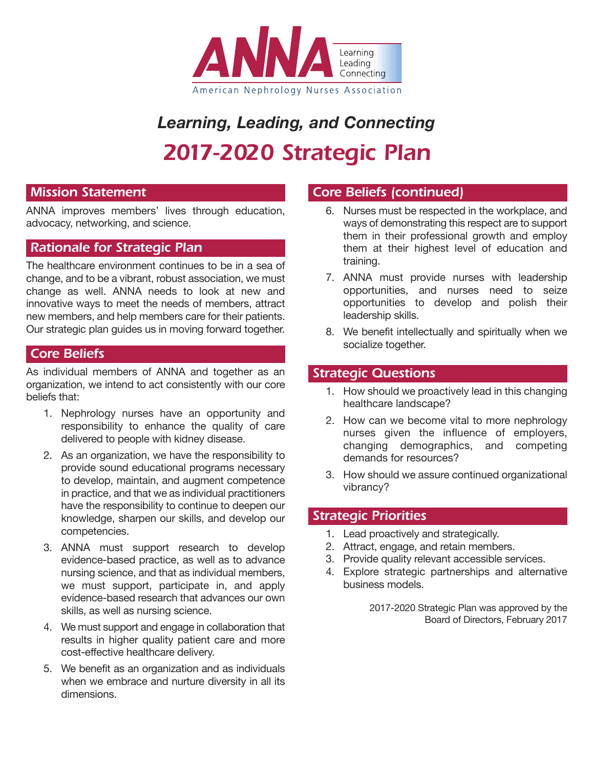ANNA

Learning
Leading
Connecting

American Nephrology Nurses Association

## *Learning, Leading, and Connecting*

# 2017-2020 Strategic Plan

## Mission Statement

ANNA improves members' lives through education, advocacy, networking, and science.

## Rationale for Strategic Plan

The healthcare environment continues to be in a sea of change, and to be a vibrant, robust association, we must change as well. ANNA needs to look at new and innovative ways to meet the needs of members, attract new members, and help members care for their patients. Our strategic plan guides us in moving forward together.

## Core Beliefs

As individual members of ANNA and together as an organization, we intend to act consistently with our core beliefs that:

1. Nephrology nurses have an opportunity and responsibility to enhance the quality of care delivered to people with kidney disease.
2. As an organization, we have the responsibility to provide sound educational programs necessary to develop, maintain, and augment competence in practice, and that we as individual practitioners have the responsibility to continue to deepen our knowledge, sharpen our skills, and develop our competencies.
3. ANNA must support research to develop evidence-based practice, as well as to advance nursing science, and that as individual members, we must support, participate in, and apply evidence-based research that advances our own skills, as well as nursing science.
4. We must support and engage in collaboration that results in higher quality patient care and more cost-effective healthcare delivery.
5. We benefit as an organization and as individuals when we embrace and nurture diversity in all its dimensions.

## Core Beliefs (continued)

6. Nurses must be respected in the workplace, and ways of demonstrating this respect are to support them in their professional growth and employ them at their highest level of education and training.
7. ANNA must provide nurses with leadership opportunities, and nurses need to seize opportunities to develop and polish their leadership skills.
8. We benefit intellectually and spiritually when we socialize together.

## Strategic Questions

1. How should we proactively lead in this changing healthcare landscape?
2. How can we become vital to more nephrology nurses given the influence of employers, changing demographics, and competing demands for resources?
3. How should we assure continued organizational vibrancy?

## Strategic Priorities

1. Lead proactively and strategically.
2. Attract, engage, and retain members.
3. Provide quality relevant accessible services.
4. Explore strategic partnerships and alternative business models.

2017-2020 Strategic Plan was approved by the Board of Directors, February 2017